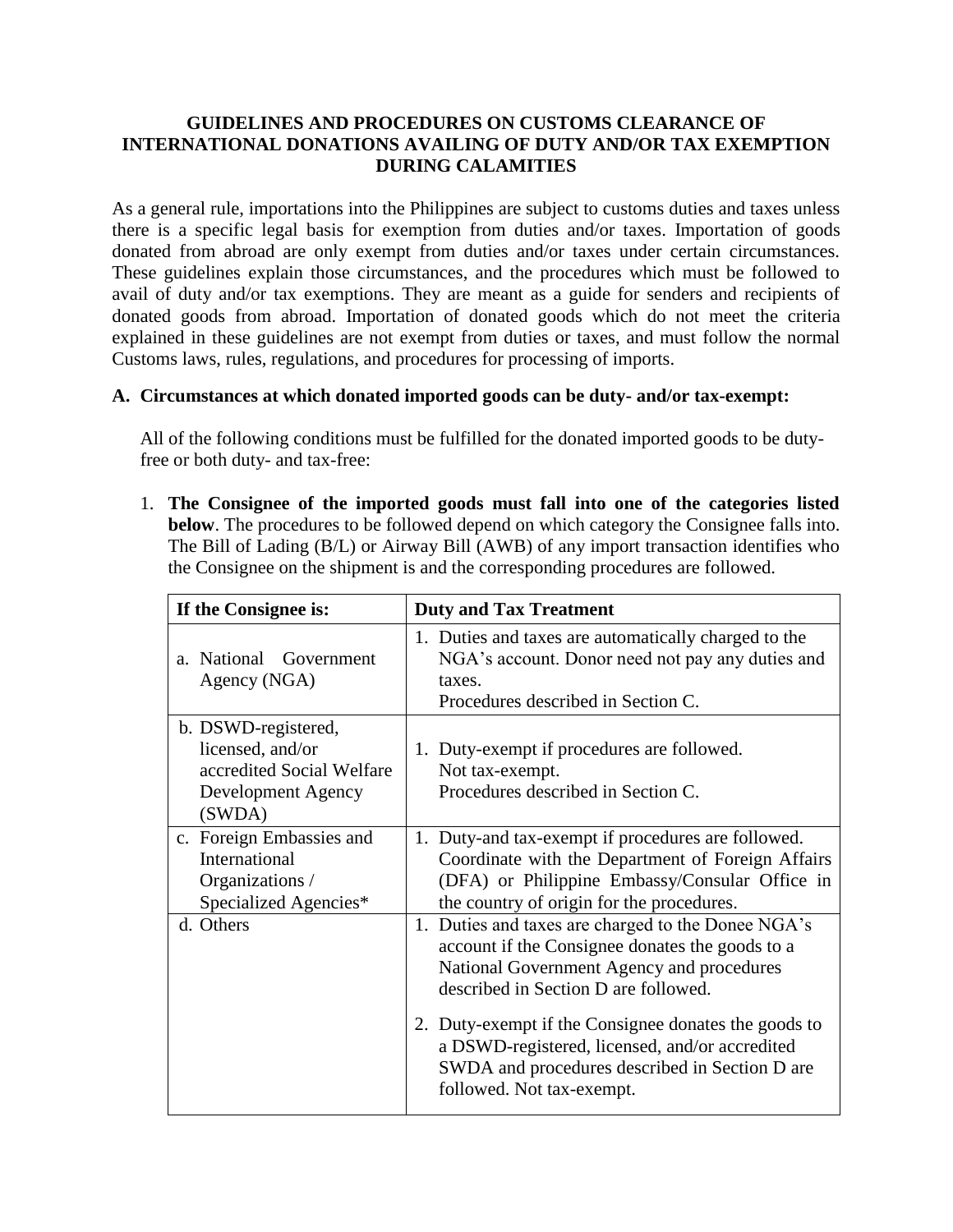# GUIDELINES AND PROCEDURES ON CUSTOMS CLEARANCE OF INTERNATIONAL DONATIONS AVAILING OF DUTY AND/OR TAX EXEMPTION DURING CALAMITIES

As a general rule, importations into the Philippines are subject to customs duties and taxes unless there is a specific legal basis for exemption from duties and/or taxes. Importation of goods donated from abroad are only exempt from duties and/or taxes under certain circumstances. These guidelines explain those circumstances, and the procedures which must be followed to avail of duty and/or tax exemptions. They are meant as a guide for senders and recipients of donated goods from abroad. Importation of donated goods which do not meet the criteria explained in these guidelines are not exempt from duties or taxes, and must follow the normal Customs laws, rules, regulations, and procedures for processing of imports.

## A. Circumstances at which donated imported goods can be duty- and/or tax-exempt:

All of the following conditions must be fulfilled for the donated imported goods to be duty-free or both duty- and tax-free:

1. **The Consignee of the imported goods must fall into one of the categories listed below**. The procedures to be followed depend on which category the Consignee falls into. The Bill of Lading (B/L) or Airway Bill (AWB) of any import transaction identifies who the Consignee on the shipment is and the corresponding procedures are followed.

| If the Consignee is: | Duty and Tax Treatment |
|---|---|
| a. National Government Agency (NGA) | 1. Duties and taxes are automatically charged to the NGA's account. Donor need not pay any duties and taxes. Procedures described in Section C. |
| b. DSWD-registered, licensed, and/or accredited Social Welfare Development Agency (SWDA) | 1. Duty-exempt if procedures are followed. Not tax-exempt. Procedures described in Section C. |
| c. Foreign Embassies and International Organizations / Specialized Agencies* | 1. Duty-and tax-exempt if procedures are followed. Coordinate with the Department of Foreign Affairs (DFA) or Philippine Embassy/Consular Office in the country of origin for the procedures. |
| d. Others | 1. Duties and taxes are charged to the Donee NGA's account if the Consignee donates the goods to a National Government Agency and procedures described in Section D are followed.<br><br>2. Duty-exempt if the Consignee donates the goods to a DSWD-registered, licensed, and/or accredited SWDA and procedures described in Section D are followed. Not tax-exempt. |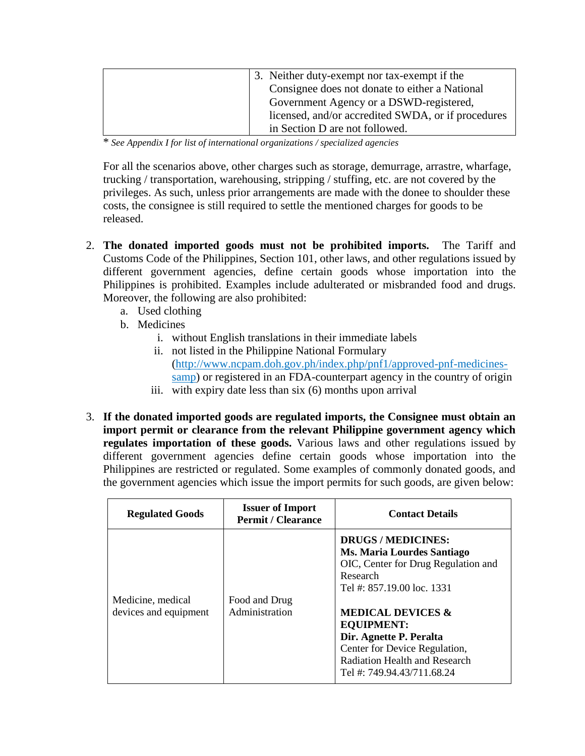| | 3. Neither duty-exempt nor tax-exempt if the Consignee does not donate to either a National Government Agency or a DSWD-registered, licensed, and/or accredited SWDA, or if procedures in Section D are not followed. |
|---|---|

\* *See Appendix I for list of international organizations / specialized agencies*

For all the scenarios above, other charges such as storage, demurrage, arrastre, wharfage, trucking / transportation, warehousing, stripping / stuffing, etc. are not covered by the privileges. As such, unless prior arrangements are made with the donee to shoulder these costs, the consignee is still required to settle the mentioned charges for goods to be released.

2. **The donated imported goods must not be prohibited imports.** The Tariff and Customs Code of the Philippines, Section 101, other laws, and other regulations issued by different government agencies, define certain goods whose importation into the Philippines is prohibited. Examples include adulterated or misbranded food and drugs. Moreover, the following are also prohibited:
   a. Used clothing
   b. Medicines
      i. without English translations in their immediate labels
      ii. not listed in the Philippine National Formulary (http://www.ncpam.doh.gov.ph/index.php/pnf1/approved-pnf-medicines-samp) or registered in an FDA-counterpart agency in the country of origin
      iii. with expiry date less than six (6) months upon arrival

3. **If the donated imported goods are regulated imports, the Consignee must obtain an import permit or clearance from the relevant Philippine government agency which regulates importation of these goods.** Various laws and other regulations issued by different government agencies define certain goods whose importation into the Philippines are restricted or regulated. Some examples of commonly donated goods, and the government agencies which issue the import permits for such goods, are given below:

| Regulated Goods | Issuer of Import Permit / Clearance | Contact Details |
|---|---|---|
| Medicine, medical devices and equipment | Food and Drug Administration | **DRUGS / MEDICINES:** **Ms. Maria Lourdes Santiago** OIC, Center for Drug Regulation and Research Tel #: 857.19.00 loc. 1331 **MEDICAL DEVICES & EQUIPMENT:** **Dir. Agnette P. Peralta** Center for Device Regulation, Radiation Health and Research Tel #: 749.94.43/711.68.24 |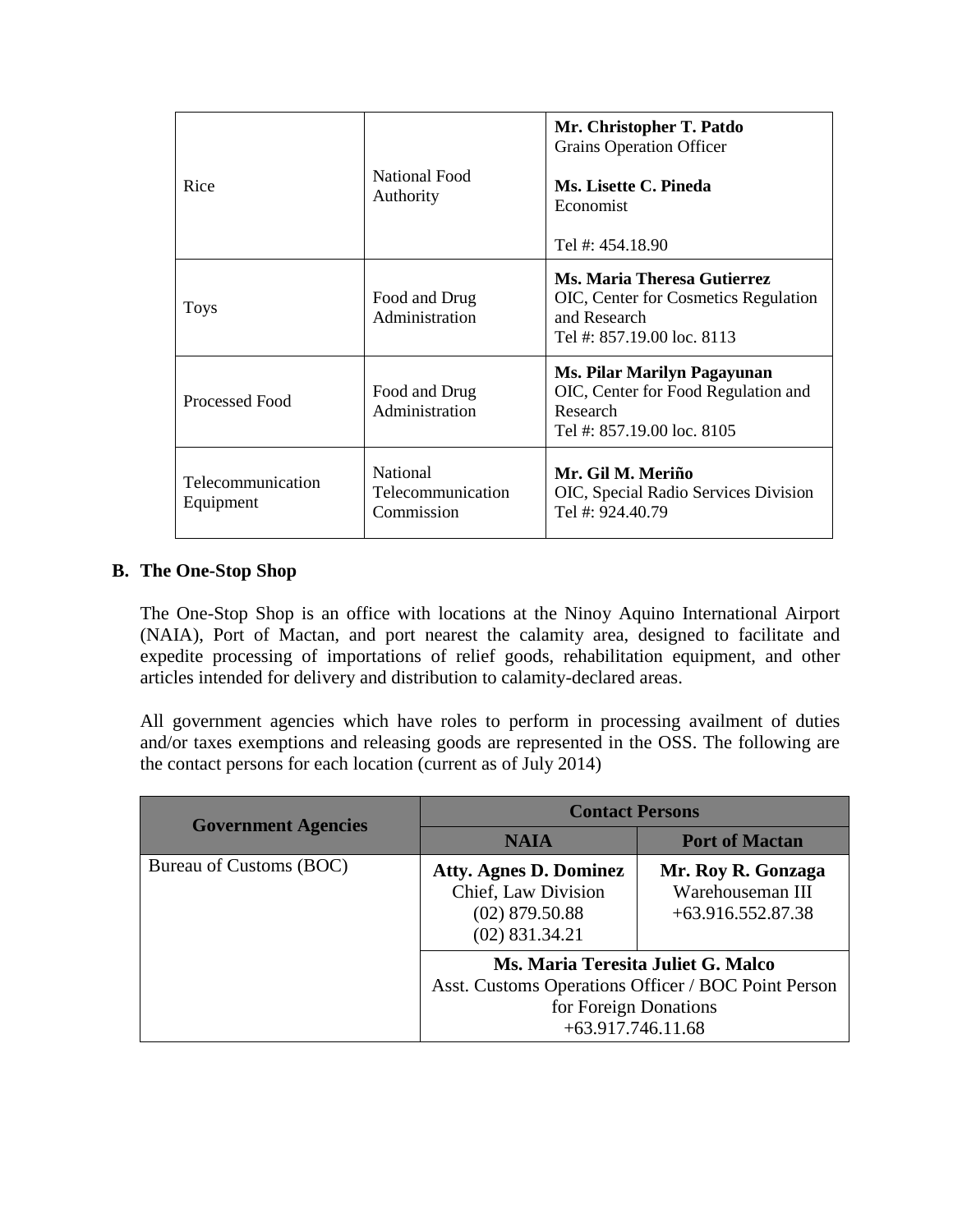| Rice | National Food Authority | **Mr. Christopher T. Patdo**<br>Grains Operation Officer<br><br>**Ms. Lisette C. Pineda**<br>Economist<br><br>Tel #: 454.18.90 |
|---|---|---|
| Toys | Food and Drug Administration | **Ms. Maria Theresa Gutierrez**<br>OIC, Center for Cosmetics Regulation and Research<br>Tel #: 857.19.00 loc. 8113 |
| Processed Food | Food and Drug Administration | **Ms. Pilar Marilyn Pagayunan**<br>OIC, Center for Food Regulation and Research<br>Tel #: 857.19.00 loc. 8105 |
| Telecommunication Equipment | National Telecommunication Commission | **Mr. Gil M. Meriño**<br>OIC, Special Radio Services Division<br>Tel #: 924.40.79 |

**B. The One-Stop Shop**

The One-Stop Shop is an office with locations at the Ninoy Aquino International Airport (NAIA), Port of Mactan, and port nearest the calamity area, designed to facilitate and expedite processing of importations of relief goods, rehabilitation equipment, and other articles intended for delivery and distribution to calamity-declared areas.

All government agencies which have roles to perform in processing availment of duties and/or taxes exemptions and releasing goods are represented in the OSS. The following are the contact persons for each location (current as of July 2014)

| Government Agencies | Contact Persons | |
|---|---|---|
| | **NAIA** | **Port of Mactan** |
| Bureau of Customs (BOC) | **Atty. Agnes D. Dominez**<br>Chief, Law Division<br>(02) 879.50.88<br>(02) 831.34.21 | **Mr. Roy R. Gonzaga**<br>Warehouseman III<br>+63.916.552.87.38 |
| | **Ms. Maria Teresita Juliet G. Malco**<br>Asst. Customs Operations Officer / BOC Point Person for Foreign Donations<br>+63.917.746.11.68 | |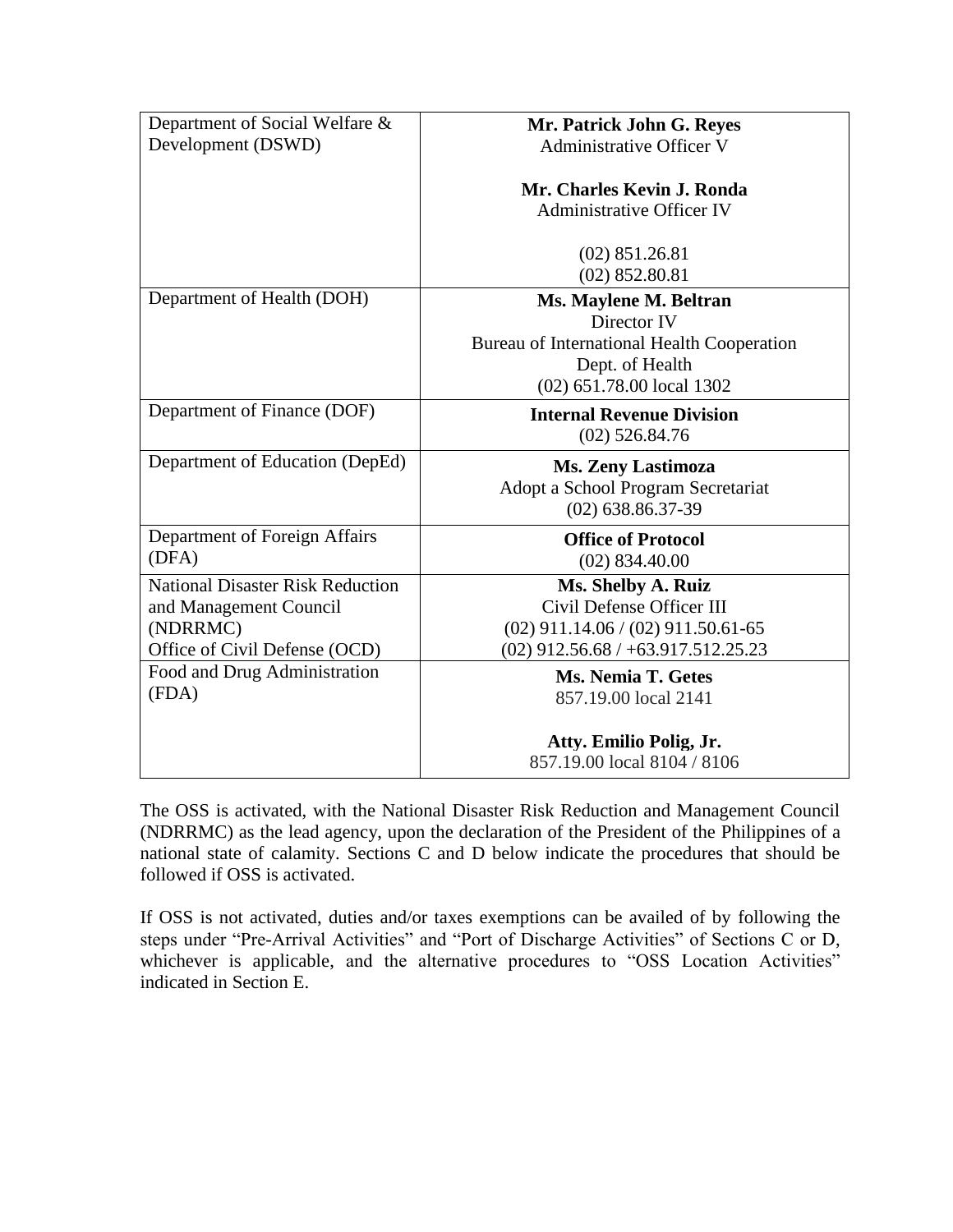| Department of Social Welfare & Development (DSWD) | **Mr. Patrick John G. Reyes**<br>Administrative Officer V<br><br>**Mr. Charles Kevin J. Ronda**<br>Administrative Officer IV<br><br>(02) 851.26.81<br>(02) 852.80.81 |
|---|---|
| Department of Health (DOH) | **Ms. Maylene M. Beltran**<br>Director IV<br>Bureau of International Health Cooperation<br>Dept. of Health<br>(02) 651.78.00 local 1302 |
| Department of Finance (DOF) | **Internal Revenue Division**<br>(02) 526.84.76 |
| Department of Education (DepEd) | **Ms. Zeny Lastimoza**<br>Adopt a School Program Secretariat<br>(02) 638.86.37-39 |
| Department of Foreign Affairs (DFA) | **Office of Protocol**<br>(02) 834.40.00 |
| National Disaster Risk Reduction and Management Council (NDRRMC)<br>Office of Civil Defense (OCD) | **Ms. Shelby A. Ruiz**<br>Civil Defense Officer III<br>(02) 911.14.06 / (02) 911.50.61-65<br>(02) 912.56.68 / +63.917.512.25.23 |
| Food and Drug Administration (FDA) | **Ms. Nemia T. Getes**<br>857.19.00 local 2141<br><br>**Atty. Emilio Polig, Jr.**<br>857.19.00 local 8104 / 8106 |

The OSS is activated, with the National Disaster Risk Reduction and Management Council (NDRRMC) as the lead agency, upon the declaration of the President of the Philippines of a national state of calamity. Sections C and D below indicate the procedures that should be followed if OSS is activated.

If OSS is not activated, duties and/or taxes exemptions can be availed of by following the steps under "Pre-Arrival Activities" and "Port of Discharge Activities" of Sections C or D, whichever is applicable, and the alternative procedures to "OSS Location Activities" indicated in Section E.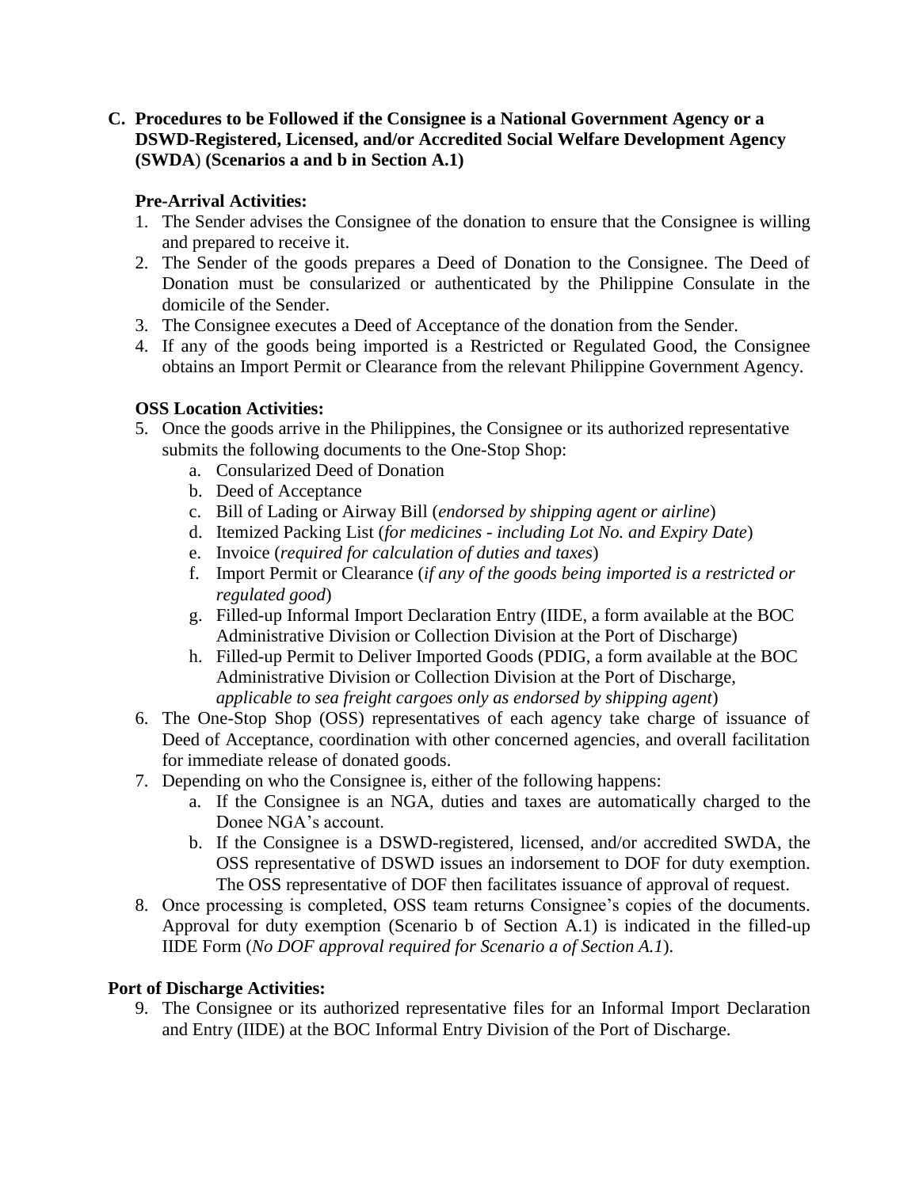### C. Procedures to be Followed if the Consignee is a National Government Agency or a DSWD-Registered, Licensed, and/or Accredited Social Welfare Development Agency (SWDA) (Scenarios a and b in Section A.1)

**Pre-Arrival Activities:**

1. The Sender advises the Consignee of the donation to ensure that the Consignee is willing and prepared to receive it.
2. The Sender of the goods prepares a Deed of Donation to the Consignee. The Deed of Donation must be consularized or authenticated by the Philippine Consulate in the domicile of the Sender.
3. The Consignee executes a Deed of Acceptance of the donation from the Sender.
4. If any of the goods being imported is a Restricted or Regulated Good, the Consignee obtains an Import Permit or Clearance from the relevant Philippine Government Agency.

**OSS Location Activities:**

5. Once the goods arrive in the Philippines, the Consignee or its authorized representative submits the following documents to the One-Stop Shop:
   a. Consularized Deed of Donation
   b. Deed of Acceptance
   c. Bill of Lading or Airway Bill (*endorsed by shipping agent or airline*)
   d. Itemized Packing List (*for medicines - including Lot No. and Expiry Date*)
   e. Invoice (*required for calculation of duties and taxes*)
   f. Import Permit or Clearance (*if any of the goods being imported is a restricted or regulated good*)
   g. Filled-up Informal Import Declaration Entry (IIDE, a form available at the BOC Administrative Division or Collection Division at the Port of Discharge)
   h. Filled-up Permit to Deliver Imported Goods (PDIG, a form available at the BOC Administrative Division or Collection Division at the Port of Discharge, *applicable to sea freight cargoes only as endorsed by shipping agent*)
6. The One-Stop Shop (OSS) representatives of each agency take charge of issuance of Deed of Acceptance, coordination with other concerned agencies, and overall facilitation for immediate release of donated goods.
7. Depending on who the Consignee is, either of the following happens:
   a. If the Consignee is an NGA, duties and taxes are automatically charged to the Donee NGA's account.
   b. If the Consignee is a DSWD-registered, licensed, and/or accredited SWDA, the OSS representative of DSWD issues an indorsement to DOF for duty exemption. The OSS representative of DOF then facilitates issuance of approval of request.
8. Once processing is completed, OSS team returns Consignee's copies of the documents. Approval for duty exemption (Scenario b of Section A.1) is indicated in the filled-up IIDE Form (*No DOF approval required for Scenario a of Section A.1*).

**Port of Discharge Activities:**

9. The Consignee or its authorized representative files for an Informal Import Declaration and Entry (IIDE) at the BOC Informal Entry Division of the Port of Discharge.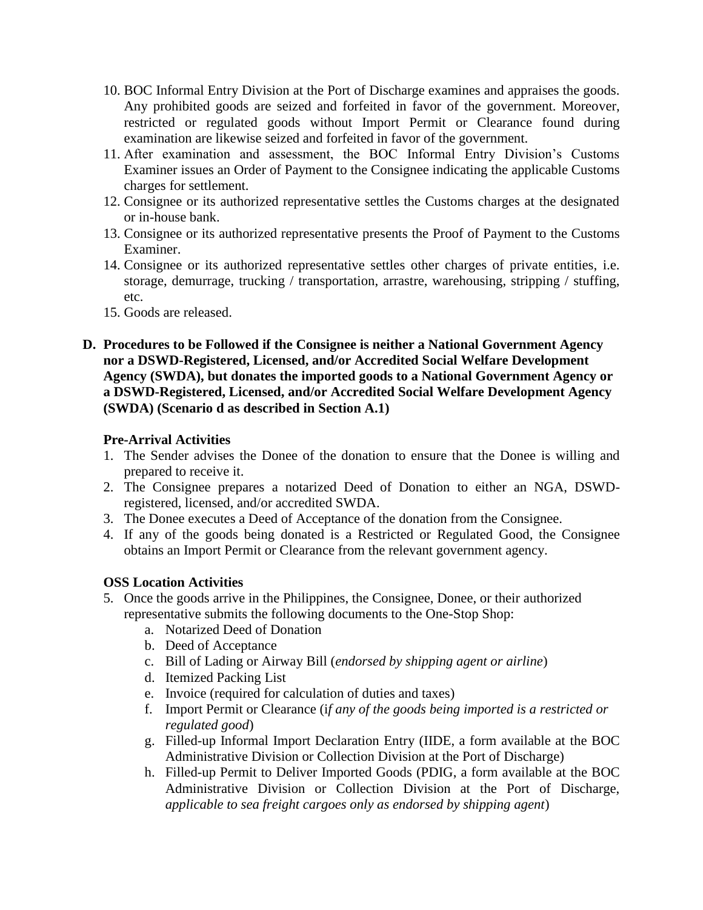10. BOC Informal Entry Division at the Port of Discharge examines and appraises the goods. Any prohibited goods are seized and forfeited in favor of the government. Moreover, restricted or regulated goods without Import Permit or Clearance found during examination are likewise seized and forfeited in favor of the government.
11. After examination and assessment, the BOC Informal Entry Division's Customs Examiner issues an Order of Payment to the Consignee indicating the applicable Customs charges for settlement.
12. Consignee or its authorized representative settles the Customs charges at the designated or in-house bank.
13. Consignee or its authorized representative presents the Proof of Payment to the Customs Examiner.
14. Consignee or its authorized representative settles other charges of private entities, i.e. storage, demurrage, trucking / transportation, arrastre, warehousing, stripping / stuffing, etc.
15. Goods are released.

**D. Procedures to be Followed if the Consignee is neither a National Government Agency nor a DSWD-Registered, Licensed, and/or Accredited Social Welfare Development Agency (SWDA), but donates the imported goods to a National Government Agency or a DSWD-Registered, Licensed, and/or Accredited Social Welfare Development Agency (SWDA) (Scenario d as described in Section A.1)**

**Pre-Arrival Activities**

1. The Sender advises the Donee of the donation to ensure that the Donee is willing and prepared to receive it.
2. The Consignee prepares a notarized Deed of Donation to either an NGA, DSWD-registered, licensed, and/or accredited SWDA.
3. The Donee executes a Deed of Acceptance of the donation from the Consignee.
4. If any of the goods being donated is a Restricted or Regulated Good, the Consignee obtains an Import Permit or Clearance from the relevant government agency.

**OSS Location Activities**

5. Once the goods arrive in the Philippines, the Consignee, Donee, or their authorized representative submits the following documents to the One-Stop Shop:
   a. Notarized Deed of Donation
   b. Deed of Acceptance
   c. Bill of Lading or Airway Bill (*endorsed by shipping agent or airline*)
   d. Itemized Packing List
   e. Invoice (required for calculation of duties and taxes)
   f. Import Permit or Clearance (i*f any of the goods being imported is a restricted or regulated good*)
   g. Filled-up Informal Import Declaration Entry (IIDE, a form available at the BOC Administrative Division or Collection Division at the Port of Discharge)
   h. Filled-up Permit to Deliver Imported Goods (PDIG, a form available at the BOC Administrative Division or Collection Division at the Port of Discharge, *applicable to sea freight cargoes only as endorsed by shipping agent*)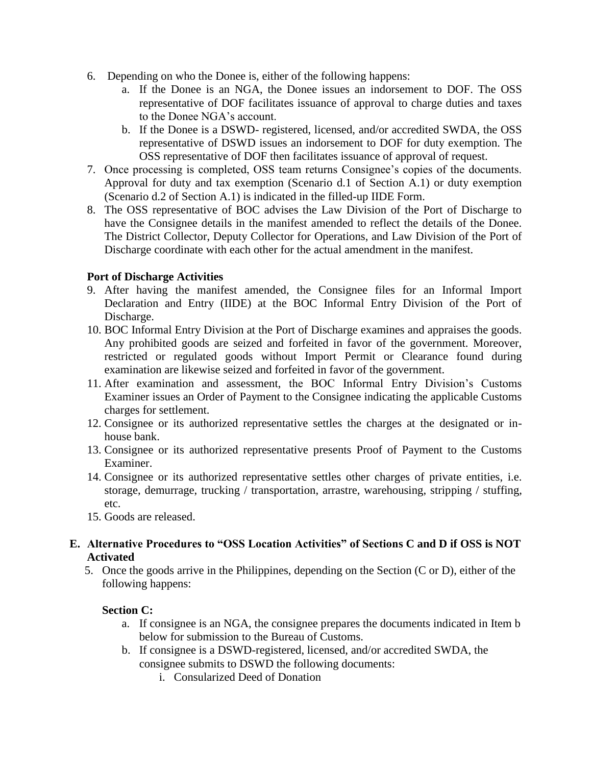6. Depending on who the Donee is, either of the following happens:
    a. If the Donee is an NGA, the Donee issues an indorsement to DOF. The OSS representative of DOF facilitates issuance of approval to charge duties and taxes to the Donee NGA's account.
    b. If the Donee is a DSWD- registered, licensed, and/or accredited SWDA, the OSS representative of DSWD issues an indorsement to DOF for duty exemption. The OSS representative of DOF then facilitates issuance of approval of request.
7. Once processing is completed, OSS team returns Consignee's copies of the documents. Approval for duty and tax exemption (Scenario d.1 of Section A.1) or duty exemption (Scenario d.2 of Section A.1) is indicated in the filled-up IIDE Form.
8. The OSS representative of BOC advises the Law Division of the Port of Discharge to have the Consignee details in the manifest amended to reflect the details of the Donee. The District Collector, Deputy Collector for Operations, and Law Division of the Port of Discharge coordinate with each other for the actual amendment in the manifest.

**Port of Discharge Activities**

9. After having the manifest amended, the Consignee files for an Informal Import Declaration and Entry (IIDE) at the BOC Informal Entry Division of the Port of Discharge.
10. BOC Informal Entry Division at the Port of Discharge examines and appraises the goods. Any prohibited goods are seized and forfeited in favor of the government. Moreover, restricted or regulated goods without Import Permit or Clearance found during examination are likewise seized and forfeited in favor of the government.
11. After examination and assessment, the BOC Informal Entry Division's Customs Examiner issues an Order of Payment to the Consignee indicating the applicable Customs charges for settlement.
12. Consignee or its authorized representative settles the charges at the designated or in-house bank.
13. Consignee or its authorized representative presents Proof of Payment to the Customs Examiner.
14. Consignee or its authorized representative settles other charges of private entities, i.e. storage, demurrage, trucking / transportation, arrastre, warehousing, stripping / stuffing, etc.
15. Goods are released.

## E. Alternative Procedures to "OSS Location Activities" of Sections C and D if OSS is NOT Activated

5. Once the goods arrive in the Philippines, depending on the Section (C or D), either of the following happens:

**Section C:**

a. If consignee is an NGA, the consignee prepares the documents indicated in Item b below for submission to the Bureau of Customs.
b. If consignee is a DSWD-registered, licensed, and/or accredited SWDA, the consignee submits to DSWD the following documents:
    i. Consularized Deed of Donation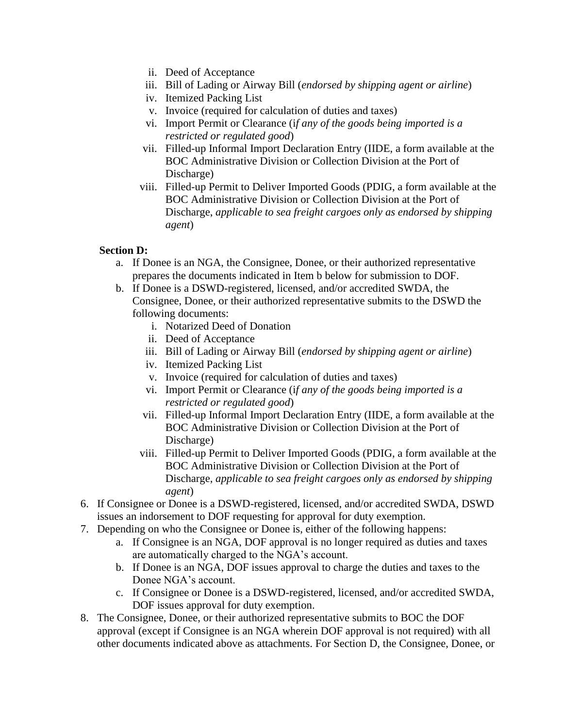ii. Deed of Acceptance
iii. Bill of Lading or Airway Bill (*endorsed by shipping agent or airline*)
iv. Itemized Packing List
v. Invoice (required for calculation of duties and taxes)
vi. Import Permit or Clearance (i*f any of the goods being imported is a restricted or regulated good*)
vii. Filled-up Informal Import Declaration Entry (IIDE, a form available at the BOC Administrative Division or Collection Division at the Port of Discharge)
viii. Filled-up Permit to Deliver Imported Goods (PDIG, a form available at the BOC Administrative Division or Collection Division at the Port of Discharge, *applicable to sea freight cargoes only as endorsed by shipping agent*)

**Section D:**

a. If Donee is an NGA, the Consignee, Donee, or their authorized representative prepares the documents indicated in Item b below for submission to DOF.
b. If Donee is a DSWD-registered, licensed, and/or accredited SWDA, the Consignee, Donee, or their authorized representative submits to the DSWD the following documents:
    i. Notarized Deed of Donation
    ii. Deed of Acceptance
    iii. Bill of Lading or Airway Bill (*endorsed by shipping agent or airline*)
    iv. Itemized Packing List
    v. Invoice (required for calculation of duties and taxes)
    vi. Import Permit or Clearance (i*f any of the goods being imported is a restricted or regulated good*)
    vii. Filled-up Informal Import Declaration Entry (IIDE, a form available at the BOC Administrative Division or Collection Division at the Port of Discharge)
    viii. Filled-up Permit to Deliver Imported Goods (PDIG, a form available at the BOC Administrative Division or Collection Division at the Port of Discharge, *applicable to sea freight cargoes only as endorsed by shipping agent*)

6. If Consignee or Donee is a DSWD-registered, licensed, and/or accredited SWDA, DSWD issues an indorsement to DOF requesting for approval for duty exemption.
7. Depending on who the Consignee or Donee is, either of the following happens:
    a. If Consignee is an NGA, DOF approval is no longer required as duties and taxes are automatically charged to the NGA's account.
    b. If Donee is an NGA, DOF issues approval to charge the duties and taxes to the Donee NGA's account.
    c. If Consignee or Donee is a DSWD-registered, licensed, and/or accredited SWDA, DOF issues approval for duty exemption.
8. The Consignee, Donee, or their authorized representative submits to BOC the DOF approval (except if Consignee is an NGA wherein DOF approval is not required) with all other documents indicated above as attachments. For Section D, the Consignee, Donee, or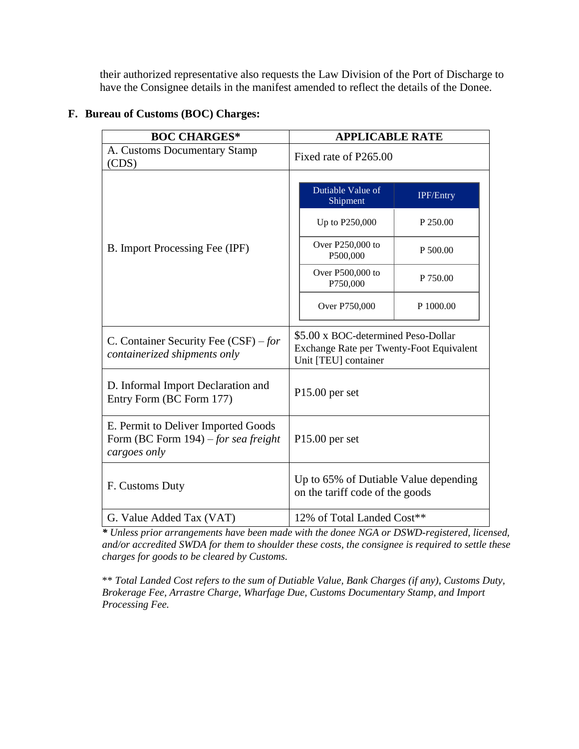their authorized representative also requests the Law Division of the Port of Discharge to have the Consignee details in the manifest amended to reflect the details of the Donee.

**F. Bureau of Customs (BOC) Charges:**

| BOC CHARGES* | APPLICABLE RATE |
|---|---|
| A. Customs Documentary Stamp (CDS) | Fixed rate of P265.00 |
| B. Import Processing Fee (IPF) | Dutiable Value of Shipment: Up to P250,000 — IPF/Entry: P 250.00<br>Dutiable Value of Shipment: Over P250,000 to P500,000 — IPF/Entry: P 500.00<br>Dutiable Value of Shipment: Over P500,000 to P750,000 — IPF/Entry: P 750.00<br>Dutiable Value of Shipment: Over P750,000 — IPF/Entry: P 1000.00 |
| C. Container Security Fee (CSF) – *for containerized shipments only* | $5.00 x BOC-determined Peso-Dollar Exchange Rate per Twenty-Foot Equivalent Unit [TEU] container |
| D. Informal Import Declaration and Entry Form (BC Form 177) | P15.00 per set |
| E. Permit to Deliver Imported Goods Form (BC Form 194) – *for sea freight cargoes only* | P15.00 per set |
| F. Customs Duty | Up to 65% of Dutiable Value depending on the tariff code of the goods |
| G. Value Added Tax (VAT) | 12% of Total Landed Cost** |

*\* Unless prior arrangements have been made with the donee NGA or DSWD-registered, licensed, and/or accredited SWDA for them to shoulder these costs, the consignee is required to settle these charges for goods to be cleared by Customs.*

*\*\* Total Landed Cost refers to the sum of Dutiable Value, Bank Charges (if any), Customs Duty, Brokerage Fee, Arrastre Charge, Wharfage Due, Customs Documentary Stamp, and Import Processing Fee.*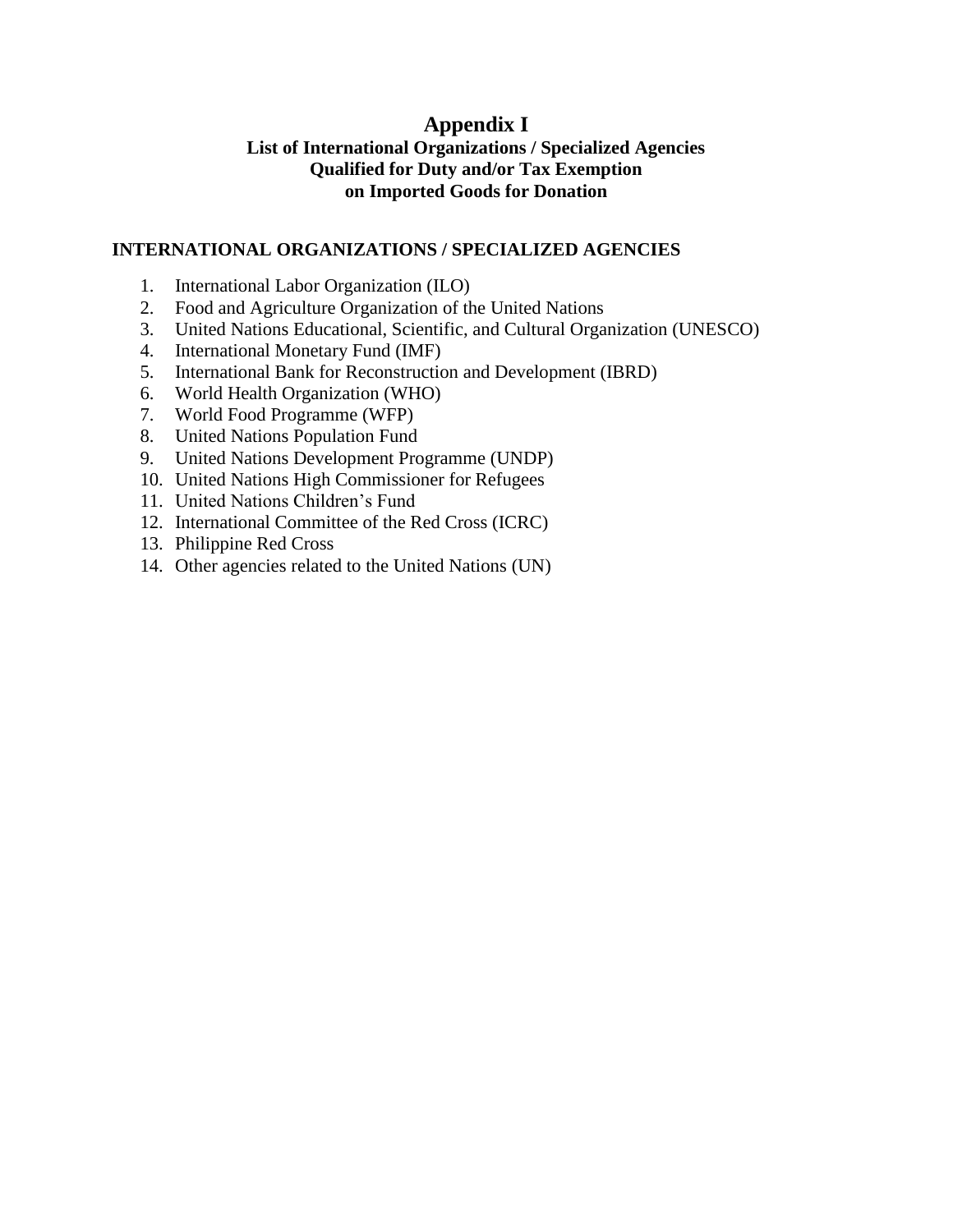# Appendix I

**List of International Organizations / Specialized Agencies Qualified for Duty and/or Tax Exemption on Imported Goods for Donation**

## INTERNATIONAL ORGANIZATIONS / SPECIALIZED AGENCIES

1. International Labor Organization (ILO)
2. Food and Agriculture Organization of the United Nations
3. United Nations Educational, Scientific, and Cultural Organization (UNESCO)
4. International Monetary Fund (IMF)
5. International Bank for Reconstruction and Development (IBRD)
6. World Health Organization (WHO)
7. World Food Programme (WFP)
8. United Nations Population Fund
9. United Nations Development Programme (UNDP)
10. United Nations High Commissioner for Refugees
11. United Nations Children's Fund
12. International Committee of the Red Cross (ICRC)
13. Philippine Red Cross
14. Other agencies related to the United Nations (UN)